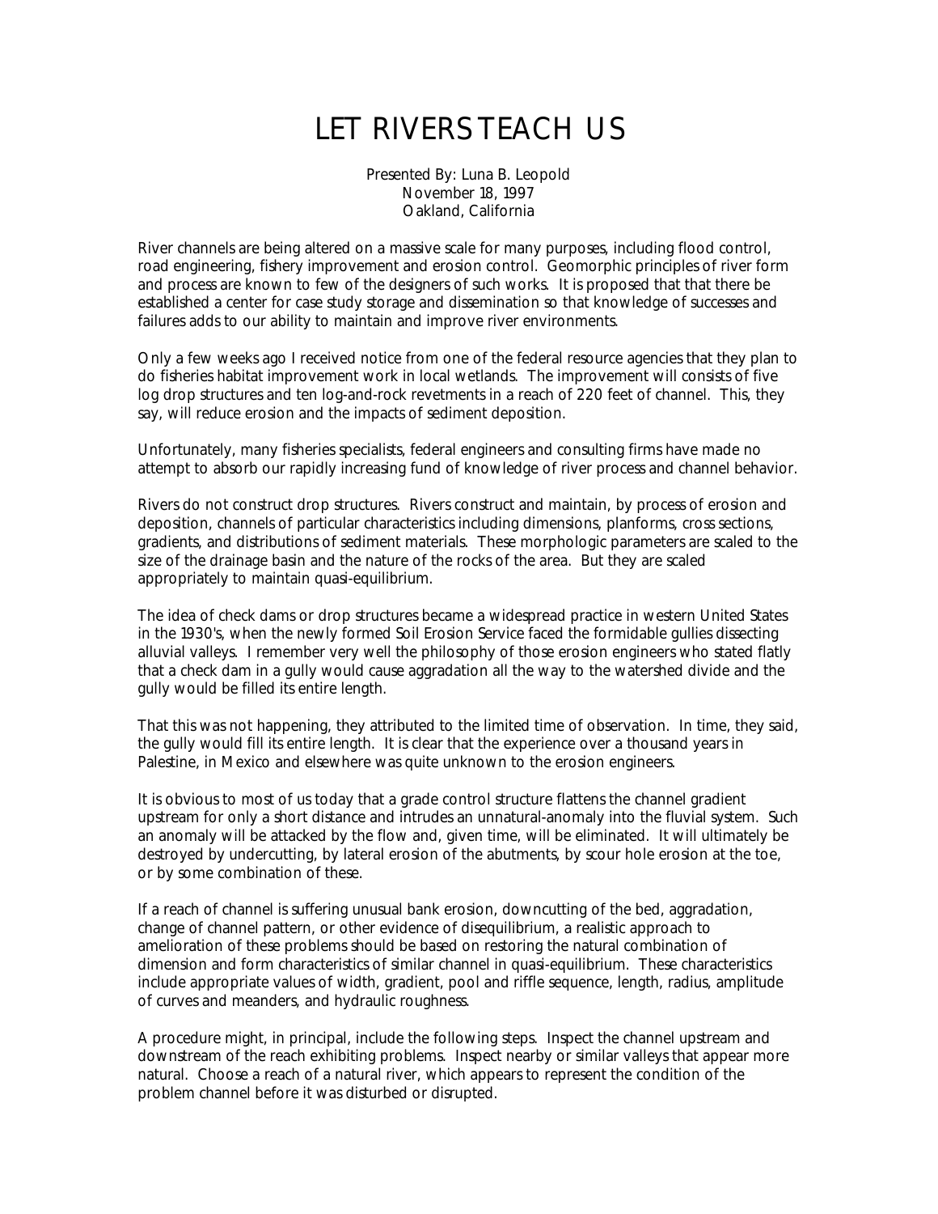# LET RIVERS TEACH US

Presented By: Luna B. Leopold
November 18, 1997
Oakland, California

River channels are being altered on a massive scale for many purposes, including flood control, road engineering, fishery improvement and erosion control. Geomorphic principles of river form and process are known to few of the designers of such works. It is proposed that that there be established a center for case study storage and dissemination so that knowledge of successes and failures adds to our ability to maintain and improve river environments.

Only a few weeks ago I received notice from one of the federal resource agencies that they plan to do fisheries habitat improvement work in local wetlands. The improvement will consists of five log drop structures and ten log-and-rock revetments in a reach of 220 feet of channel. This, they say, will reduce erosion and the impacts of sediment deposition.

Unfortunately, many fisheries specialists, federal engineers and consulting firms have made no attempt to absorb our rapidly increasing fund of knowledge of river process and channel behavior.

Rivers do not construct drop structures. Rivers construct and maintain, by process of erosion and deposition, channels of particular characteristics including dimensions, planforms, cross sections, gradients, and distributions of sediment materials. These morphologic parameters are scaled to the size of the drainage basin and the nature of the rocks of the area. But they are scaled appropriately to maintain quasi-equilibrium.

The idea of check dams or drop structures became a widespread practice in western United States in the 1930's, when the newly formed Soil Erosion Service faced the formidable gullies dissecting alluvial valleys. I remember very well the philosophy of those erosion engineers who stated flatly that a check dam in a gully would cause aggradation all the way to the watershed divide and the gully would be filled its entire length.

That this was not happening, they attributed to the limited time of observation. In time, they said, the gully would fill its entire length. It is clear that the experience over a thousand years in Palestine, in Mexico and elsewhere was quite unknown to the erosion engineers.

It is obvious to most of us today that a grade control structure flattens the channel gradient upstream for only a short distance and intrudes an unnatural-anomaly into the fluvial system. Such an anomaly will be attacked by the flow and, given time, will be eliminated. It will ultimately be destroyed by undercutting, by lateral erosion of the abutments, by scour hole erosion at the toe, or by some combination of these.

If a reach of channel is suffering unusual bank erosion, downcutting of the bed, aggradation, change of channel pattern, or other evidence of disequilibrium, a realistic approach to amelioration of these problems should be based on restoring the natural combination of dimension and form characteristics of similar channel in quasi-equilibrium. These characteristics include appropriate values of width, gradient, pool and riffle sequence, length, radius, amplitude of curves and meanders, and hydraulic roughness.

A procedure might, in principal, include the following steps. Inspect the channel upstream and downstream of the reach exhibiting problems. Inspect nearby or similar valleys that appear more natural. Choose a reach of a natural river, which appears to represent the condition of the problem channel before it was disturbed or disrupted.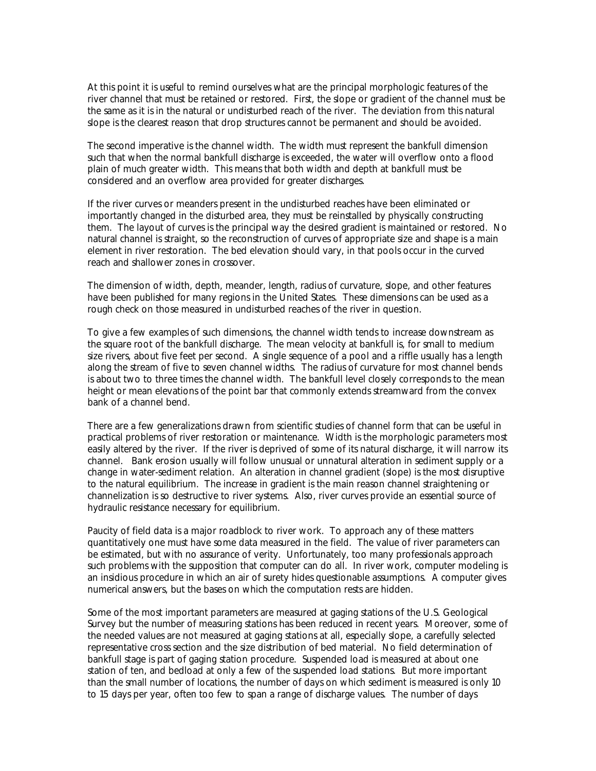At this point it is useful to remind ourselves what are the principal morphologic features of the river channel that must be retained or restored. First, the slope or gradient of the channel must be the same as it is in the natural or undisturbed reach of the river. The deviation from this natural slope is the clearest reason that drop structures cannot be permanent and should be avoided.

The second imperative is the channel width. The width must represent the bankfull dimension such that when the normal bankfull discharge is exceeded, the water will overflow onto a flood plain of much greater width. This means that both width and depth at bankfull must be considered and an overflow area provided for greater discharges.

If the river curves or meanders present in the undisturbed reaches have been eliminated or importantly changed in the disturbed area, they must be reinstalled by physically constructing them. The layout of curves is the principal way the desired gradient is maintained or restored. No natural channel is straight, so the reconstruction of curves of appropriate size and shape is a main element in river restoration. The bed elevation should vary, in that pools occur in the curved reach and shallower zones in crossover.

The dimension of width, depth, meander, length, radius of curvature, slope, and other features have been published for many regions in the United States. These dimensions can be used as a rough check on those measured in undisturbed reaches of the river in question.

To give a few examples of such dimensions, the channel width tends to increase downstream as the square root of the bankfull discharge. The mean velocity at bankfull is, for small to medium size rivers, about five feet per second. A single sequence of a pool and a riffle usually has a length along the stream of five to seven channel widths. The radius of curvature for most channel bends is about two to three times the channel width. The bankfull level closely corresponds to the mean height or mean elevations of the point bar that commonly extends streamward from the convex bank of a channel bend.

There are a few generalizations drawn from scientific studies of channel form that can be useful in practical problems of river restoration or maintenance. Width is the morphologic parameters most easily altered by the river. If the river is deprived of some of its natural discharge, it will narrow its channel. Bank erosion usually will follow unusual or unnatural alteration in sediment supply or a change in water-sediment relation. An alteration in channel gradient (slope) is the most disruptive to the natural equilibrium. The increase in gradient is the main reason channel straightening or channelization is so destructive to river systems. Also, river curves provide an essential source of hydraulic resistance necessary for equilibrium.

Paucity of field data is a major roadblock to river work. To approach any of these matters quantitatively one must have some data measured in the field. The value of river parameters can be estimated, but with no assurance of verity. Unfortunately, too many professionals approach such problems with the supposition that computer can do all. In river work, computer modeling is an insidious procedure in which an air of surety hides questionable assumptions. A computer gives numerical answers, but the bases on which the computation rests are hidden.

Some of the most important parameters are measured at gaging stations of the U.S. Geological Survey but the number of measuring stations has been reduced in recent years. Moreover, some of the needed values are not measured at gaging stations at all, especially slope, a carefully selected representative cross section and the size distribution of bed material. No field determination of bankfull stage is part of gaging station procedure. Suspended load is measured at about one station of ten, and bedload at only a few of the suspended load stations. But more important than the small number of locations, the number of days on which sediment is measured is only 10 to 15 days per year, often too few to span a range of discharge values. The number of days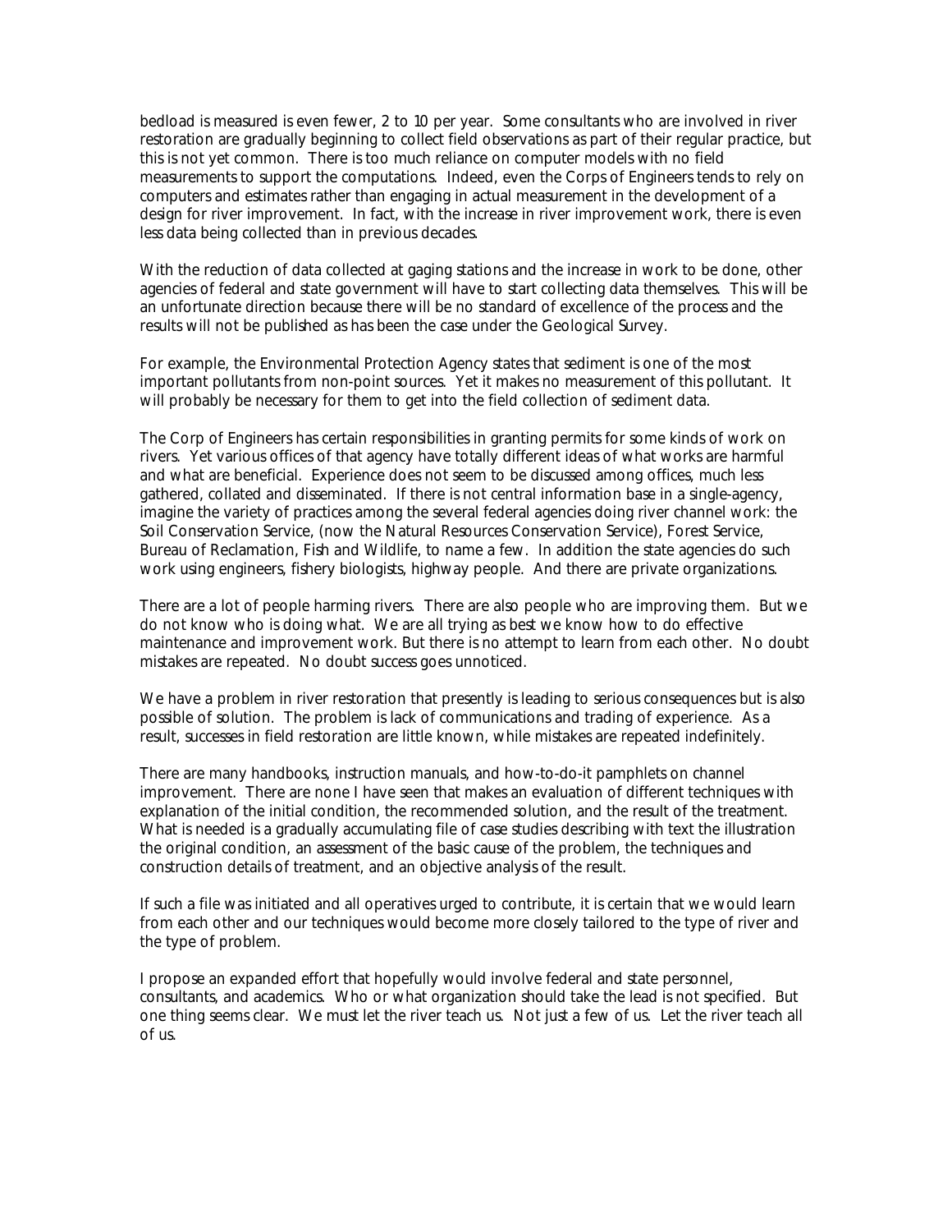bedload is measured is even fewer, 2 to 10 per year. Some consultants who are involved in river restoration are gradually beginning to collect field observations as part of their regular practice, but this is not yet common. There is too much reliance on computer models with no field measurements to support the computations. Indeed, even the Corps of Engineers tends to rely on computers and estimates rather than engaging in actual measurement in the development of a design for river improvement. In fact, with the increase in river improvement work, there is even less data being collected than in previous decades.

With the reduction of data collected at gaging stations and the increase in work to be done, other agencies of federal and state government will have to start collecting data themselves. This will be an unfortunate direction because there will be no standard of excellence of the process and the results will not be published as has been the case under the Geological Survey.

For example, the Environmental Protection Agency states that sediment is one of the most important pollutants from non-point sources. Yet it makes no measurement of this pollutant. It will probably be necessary for them to get into the field collection of sediment data.

The Corp of Engineers has certain responsibilities in granting permits for some kinds of work on rivers. Yet various offices of that agency have totally different ideas of what works are harmful and what are beneficial. Experience does not seem to be discussed among offices, much less gathered, collated and disseminated. If there is not central information base in a single-agency, imagine the variety of practices among the several federal agencies doing river channel work: the Soil Conservation Service, (now the Natural Resources Conservation Service), Forest Service, Bureau of Reclamation, Fish and Wildlife, to name a few. In addition the state agencies do such work using engineers, fishery biologists, highway people. And there are private organizations.

There are a lot of people harming rivers. There are also people who are improving them. But we do not know who is doing what. We are all trying as best we know how to do effective maintenance and improvement work. But there is no attempt to learn from each other. No doubt mistakes are repeated. No doubt success goes unnoticed.

We have a problem in river restoration that presently is leading to serious consequences but is also possible of solution. The problem is lack of communications and trading of experience. As a result, successes in field restoration are little known, while mistakes are repeated indefinitely.

There are many handbooks, instruction manuals, and how-to-do-it pamphlets on channel improvement. There are none I have seen that makes an evaluation of different techniques with explanation of the initial condition, the recommended solution, and the result of the treatment. What is needed is a gradually accumulating file of case studies describing with text the illustration the original condition, an assessment of the basic cause of the problem, the techniques and construction details of treatment, and an objective analysis of the result.

If such a file was initiated and all operatives urged to contribute, it is certain that we would learn from each other and our techniques would become more closely tailored to the type of river and the type of problem.

I propose an expanded effort that hopefully would involve federal and state personnel, consultants, and academics. Who or what organization should take the lead is not specified. But one thing seems clear. We must let the river teach us. Not just a few of us. Let the river teach all of us.